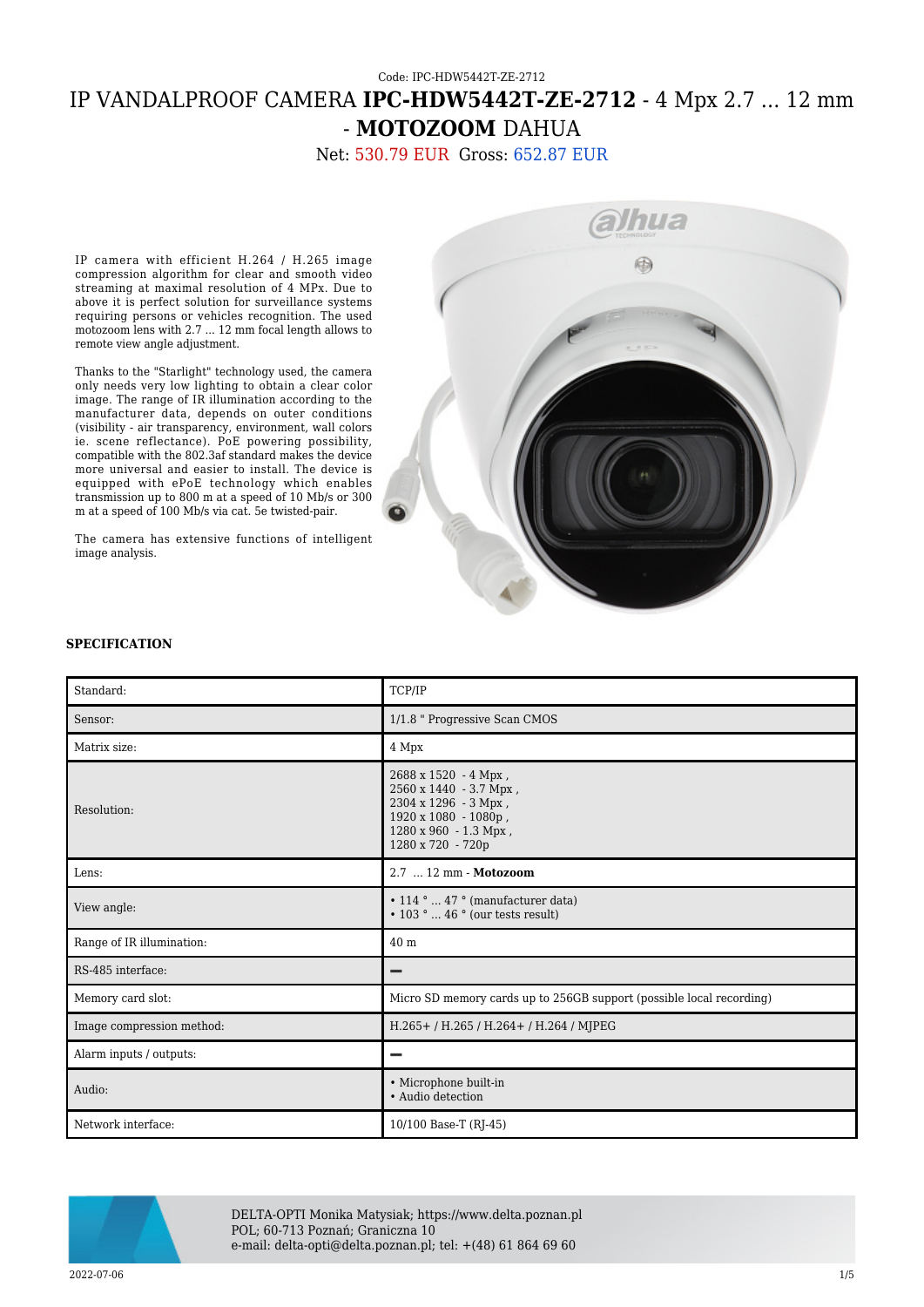Code: IPC-HDW5442T-ZE-2712

# IP VANDALPROOF CAMERA **IPC-HDW5442T-ZE-2712** - 4 Mpx 2.7 ... 12 mm - **MOTOZOOM** DAHUA

Net: 530.79 EUR Gross: 652.87 EUR

IP camera with efficient H.264 / H.265 image compression algorithm for clear and smooth video streaming at maximal resolution of 4 MPx. Due to above it is perfect solution for surveillance systems requiring persons or vehicles recognition. The used motozoom lens with 2.7 ... 12 mm focal length allows to remote view angle adjustment.

Thanks to the "Starlight" technology used, the camera only needs very low lighting to obtain a clear color image. The range of IR illumination according to the manufacturer data, depends on outer conditions (visibility - air transparency, environment, wall colors ie. scene reflectance). PoE powering possibility, compatible with the 802.3af standard makes the device more universal and easier to install. The device is equipped with ePoE technology which enables transmission up to 800 m at a speed of 10 Mb/s or 300 m at a speed of 100 Mb/s via cat. 5e twisted-pair.

The camera has extensive functions of intelligent image analysis.

**SPECIFICATION**

| Standard: | TCP/IP |
|---|---|
| Sensor: | 1/1.8 " Progressive Scan CMOS |
| Matrix size: | 4 Mpx |
| Resolution: | 2688 x 1520 - 4 Mpx ,<br>2560 x 1440 - 3.7 Mpx ,<br>2304 x 1296 - 3 Mpx ,<br>1920 x 1080 - 1080p ,<br>1280 x 960 - 1.3 Mpx ,<br>1280 x 720 - 720p |
| Lens: | 2.7 ... 12 mm - **Motozoom** |
| View angle: | • 114 ° ... 47 ° (manufacturer data)<br>• 103 ° ... 46 ° (our tests result) |
| Range of IR illumination: | 40 m |
| RS-485 interface: | – |
| Memory card slot: | Micro SD memory cards up to 256GB support (possible local recording) |
| Image compression method: | H.265+ / H.265 / H.264+ / H.264 / MJPEG |
| Alarm inputs / outputs: | – |
| Audio: | • Microphone built-in<br>• Audio detection |
| Network interface: | 10/100 Base-T (RJ-45) |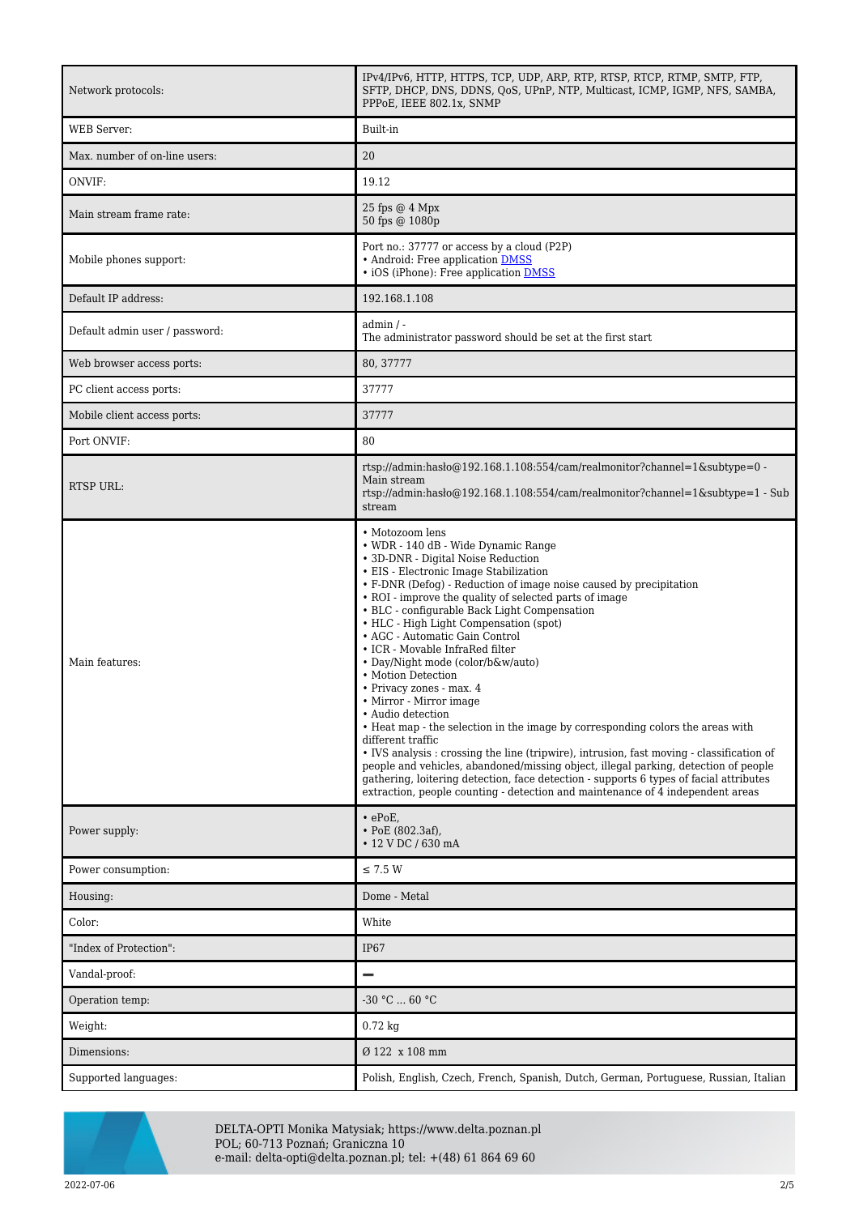| | |
|---|---|
| Network protocols: | IPv4/IPv6, HTTP, HTTPS, TCP, UDP, ARP, RTP, RTSP, RTCP, RTMP, SMTP, FTP, SFTP, DHCP, DNS, DDNS, QoS, UPnP, NTP, Multicast, ICMP, IGMP, NFS, SAMBA, PPPoE, IEEE 802.1x, SNMP |
| WEB Server: | Built-in |
| Max. number of on-line users: | 20 |
| ONVIF: | 19.12 |
| Main stream frame rate: | 25 fps @ 4 Mpx<br>50 fps @ 1080p |
| Mobile phones support: | Port no.: 37777 or access by a cloud (P2P)<br>• Android: Free application DMSS<br>• iOS (iPhone): Free application DMSS |
| Default IP address: | 192.168.1.108 |
| Default admin user / password: | admin / -<br>The administrator password should be set at the first start |
| Web browser access ports: | 80, 37777 |
| PC client access ports: | 37777 |
| Mobile client access ports: | 37777 |
| Port ONVIF: | 80 |
| RTSP URL: | rtsp://admin:hasło@192.168.1.108:554/cam/realmonitor?channel=1&subtype=0 - Main stream<br>rtsp://admin:hasło@192.168.1.108:554/cam/realmonitor?channel=1&subtype=1 - Sub stream |
| Main features: | • Motozoom lens<br>• WDR - 140 dB - Wide Dynamic Range<br>• 3D-DNR - Digital Noise Reduction<br>• EIS - Electronic Image Stabilization<br>• F-DNR (Defog) - Reduction of image noise caused by precipitation<br>• ROI - improve the quality of selected parts of image<br>• BLC - configurable Back Light Compensation<br>• HLC - High Light Compensation (spot)<br>• AGC - Automatic Gain Control<br>• ICR - Movable InfraRed filter<br>• Day/Night mode (color/b&w/auto)<br>• Motion Detection<br>• Privacy zones - max. 4<br>• Mirror - Mirror image<br>• Audio detection<br>• Heat map - the selection in the image by corresponding colors the areas with different traffic<br>• IVS analysis : crossing the line (tripwire), intrusion, fast moving - classification of people and vehicles, abandoned/missing object, illegal parking, detection of people gathering, loitering detection, face detection - supports 6 types of facial attributes extraction, people counting - detection and maintenance of 4 independent areas |
| Power supply: | • ePoE,<br>• PoE (802.3af),<br>• 12 V DC / 630 mA |
| Power consumption: | ≤ 7.5 W |
| Housing: | Dome - Metal |
| Color: | White |
| "Index of Protection": | IP67 |
| Vandal-proof: | – |
| Operation temp: | -30 °C ... 60 °C |
| Weight: | 0.72 kg |
| Dimensions: | Ø 122 x 108 mm |
| Supported languages: | Polish, English, Czech, French, Spanish, Dutch, German, Portuguese, Russian, Italian |

DELTA-OPTI Monika Matysiak; https://www.delta.poznan.pl
POL; 60-713 Poznań; Graniczna 10
e-mail: delta-opti@delta.poznan.pl; tel: +(48) 61 864 69 60

2022-07-06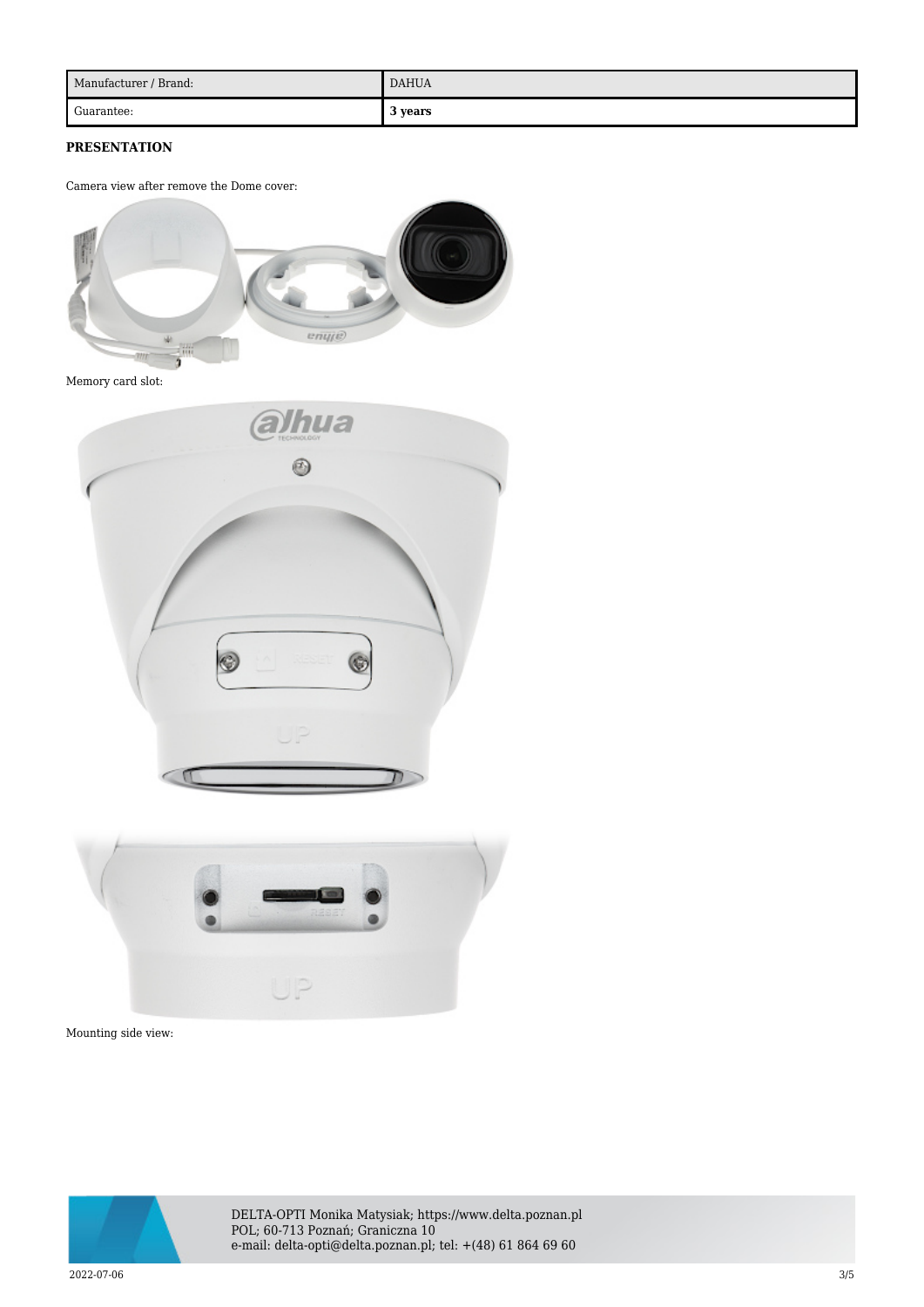| Manufacturer / Brand: | DAHUA |
| --- | --- |
| Guarantee: | **3 years** |

**PRESENTATION**

Camera view after remove the Dome cover:

Memory card slot:

Mounting side view: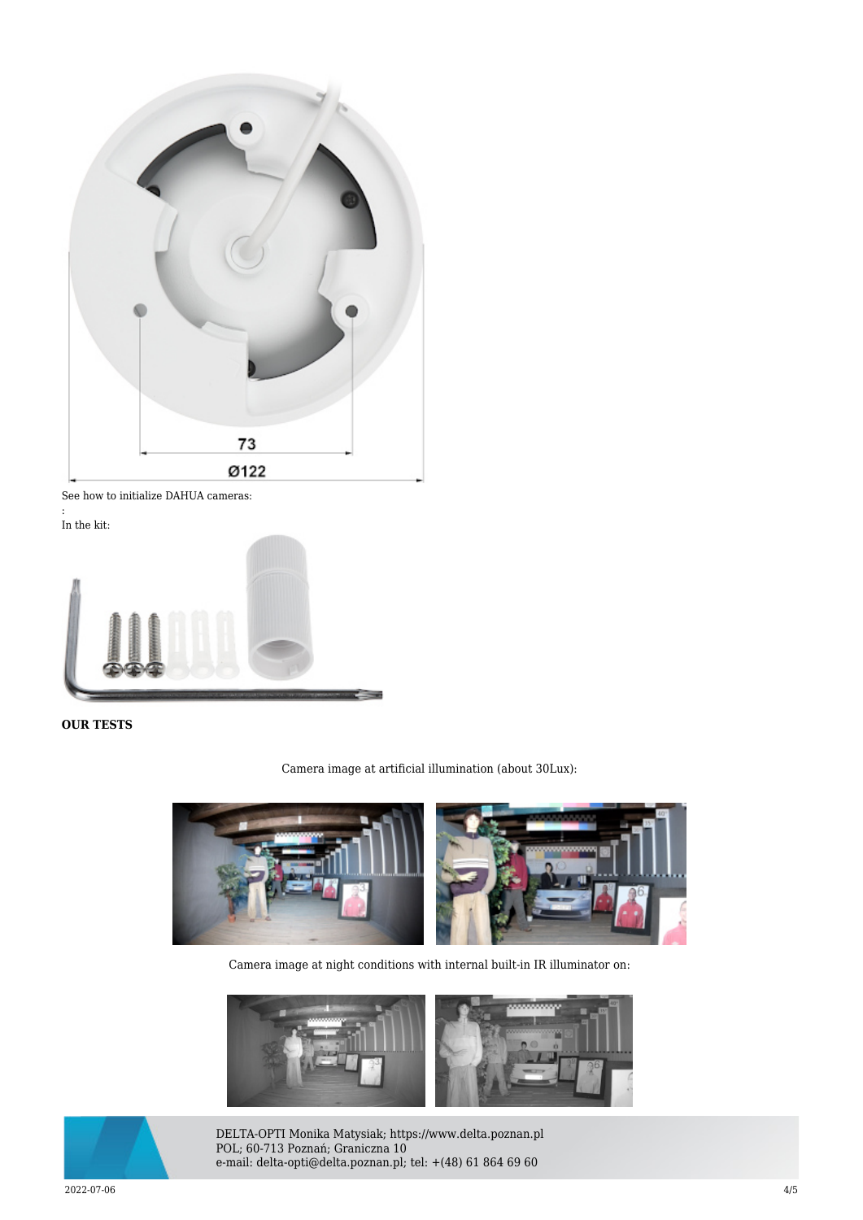See how to initialize DAHUA cameras:

:

In the kit:

**OUR TESTS**

Camera image at artificial illumination (about 30Lux):

Camera image at night conditions with internal built-in IR illuminator on: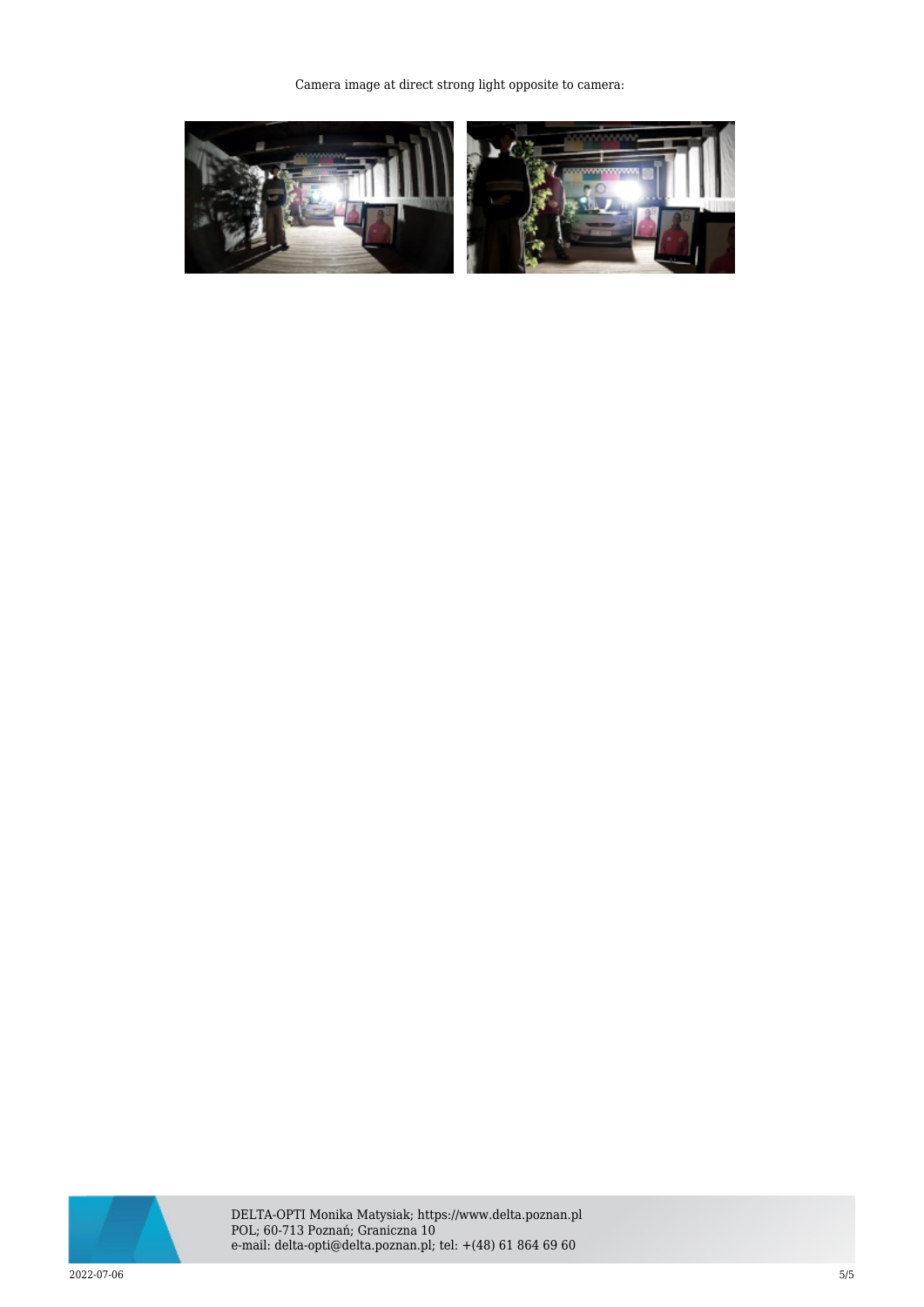Camera image at direct strong light opposite to camera: